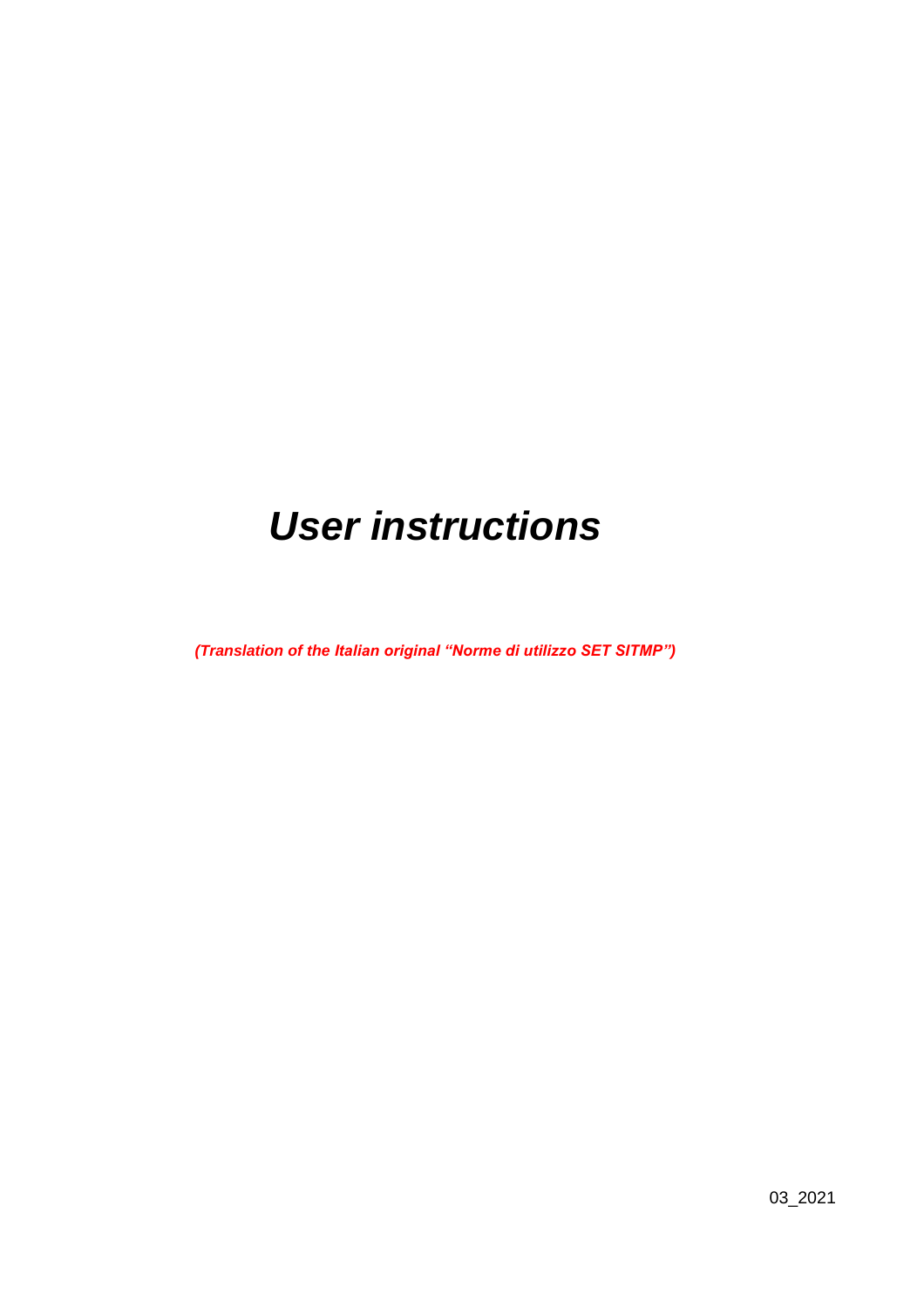# ***User instructions***

***(Translation of the Italian original "Norme di utilizzo SET SITMP")***

03_2021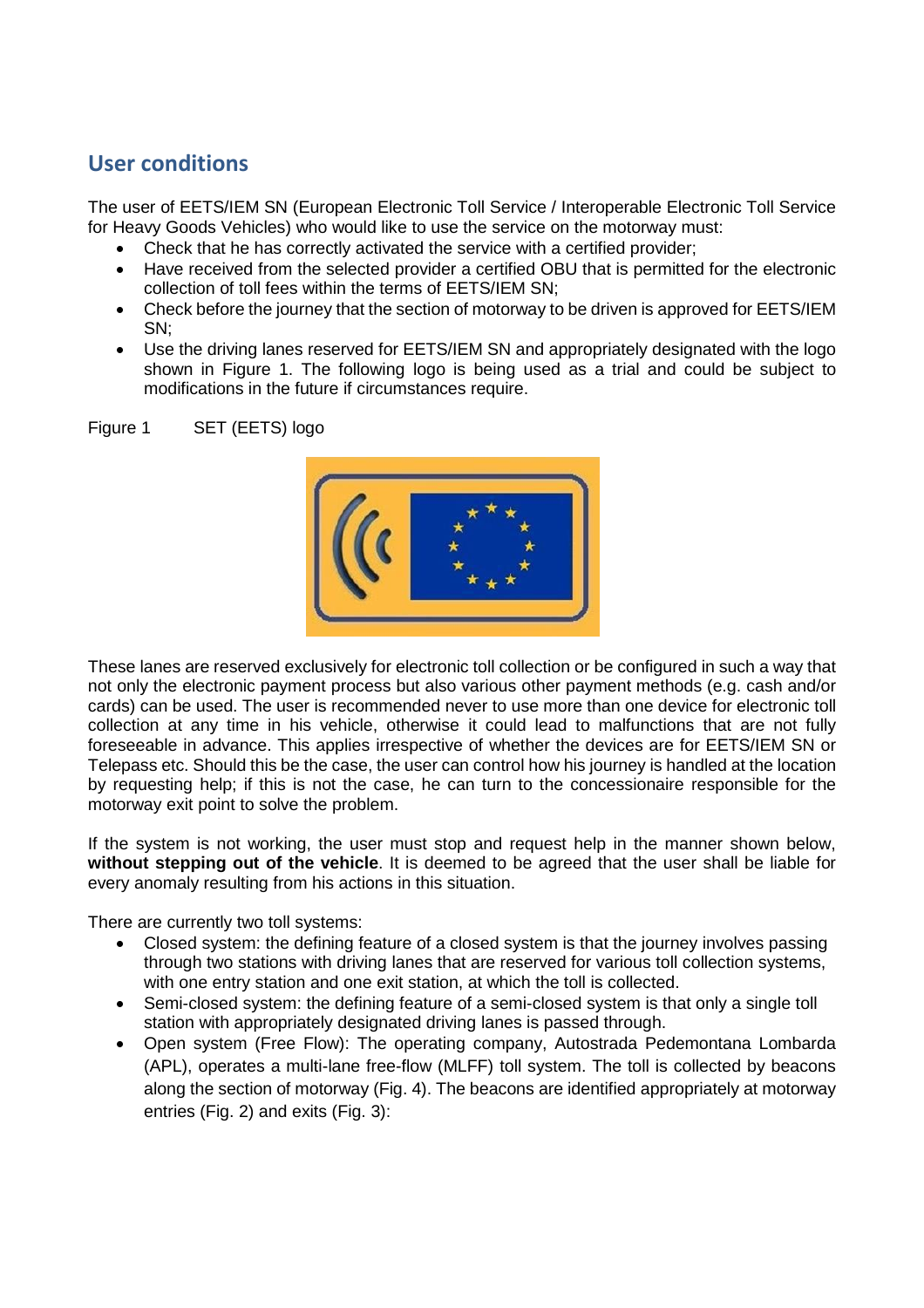## User conditions

The user of EETS/IEM SN (European Electronic Toll Service / Interoperable Electronic Toll Service for Heavy Goods Vehicles) who would like to use the service on the motorway must:

- Check that he has correctly activated the service with a certified provider;
- Have received from the selected provider a certified OBU that is permitted for the electronic collection of toll fees within the terms of EETS/IEM SN;
- Check before the journey that the section of motorway to be driven is approved for EETS/IEM SN;
- Use the driving lanes reserved for EETS/IEM SN and appropriately designated with the logo shown in Figure 1. The following logo is being used as a trial and could be subject to modifications in the future if circumstances require.

Figure 1 SET (EETS) logo

These lanes are reserved exclusively for electronic toll collection or be configured in such a way that not only the electronic payment process but also various other payment methods (e.g. cash and/or cards) can be used. The user is recommended never to use more than one device for electronic toll collection at any time in his vehicle, otherwise it could lead to malfunctions that are not fully foreseeable in advance. This applies irrespective of whether the devices are for EETS/IEM SN or Telepass etc. Should this be the case, the user can control how his journey is handled at the location by requesting help; if this is not the case, he can turn to the concessionaire responsible for the motorway exit point to solve the problem.

If the system is not working, the user must stop and request help in the manner shown below, **without stepping out of the vehicle**. It is deemed to be agreed that the user shall be liable for every anomaly resulting from his actions in this situation.

There are currently two toll systems:

- Closed system: the defining feature of a closed system is that the journey involves passing through two stations with driving lanes that are reserved for various toll collection systems, with one entry station and one exit station, at which the toll is collected.
- Semi-closed system: the defining feature of a semi-closed system is that only a single toll station with appropriately designated driving lanes is passed through.
- Open system (Free Flow): The operating company, Autostrada Pedemontana Lombarda (APL), operates a multi-lane free-flow (MLFF) toll system. The toll is collected by beacons along the section of motorway (Fig. 4). The beacons are identified appropriately at motorway entries (Fig. 2) and exits (Fig. 3):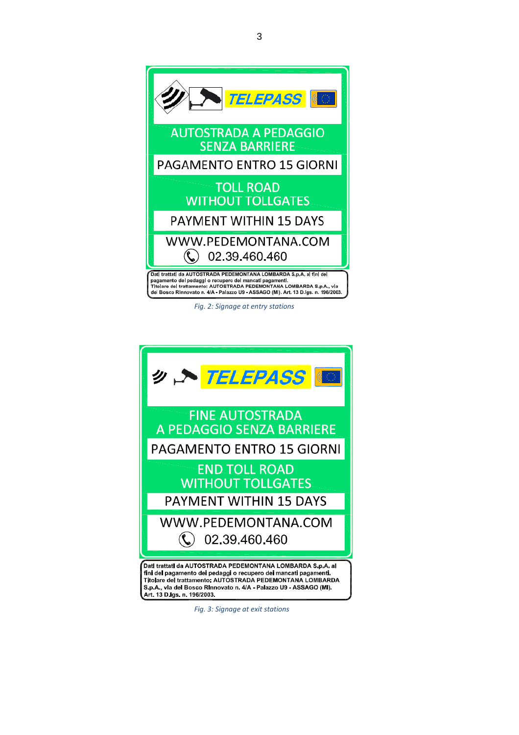TELEPASS

AUTOSTRADA A PEDAGGIO
SENZA BARRIERE

PAGAMENTO ENTRO 15 GIORNI

TOLL ROAD
WITHOUT TOLLGATES

PAYMENT WITHIN 15 DAYS

WWW.PEDEMONTANA.COM
02.39.460.460

Dati trattati da AUTOSTRADA PEDEMONTANA LOMBARDA S.p.A. ai fini del pagamento dei pedaggi o recupero dei mancati pagamenti. Titolare del trattamento: AUTOSTRADA PEDEMONTANA LOMBARDA S.p.A., via del Bosco Rinnovato n. 4/A - Palazzo U9 - ASSAGO (MI). Art. 13 D.lgs. n. 196/2003.

*Fig. 2: Signage at entry stations*

TELEPASS

FINE AUTOSTRADA
A PEDAGGIO SENZA BARRIERE

PAGAMENTO ENTRO 15 GIORNI

END TOLL ROAD
WITHOUT TOLLGATES

PAYMENT WITHIN 15 DAYS

WWW.PEDEMONTANA.COM
02.39.460.460

Dati trattati da AUTOSTRADA PEDEMONTANA LOMBARDA S.p.A. ai fini del pagamento dei pedaggi o recupero dei mancati pagamenti. Titolare del trattamento: AUTOSTRADA PEDEMONTANA LOMBARDA S.p.A., via del Bosco Rinnovato n. 4/A - Palazzo U9 - ASSAGO (MI). Art. 13 D.lgs. n. 196/2003.

*Fig. 3: Signage at exit stations*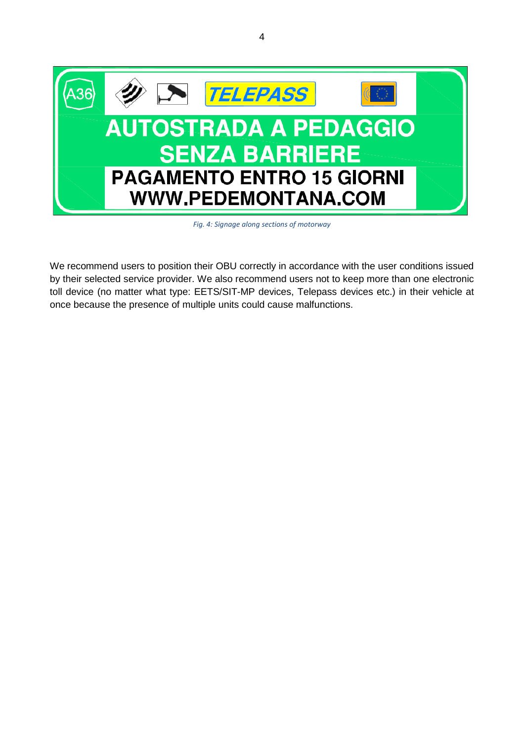A36 TELEPASS

AUTOSTRADA A PEDAGGIO SENZA BARRIERE

PAGAMENTO ENTRO 15 GIORNI

WWW.PEDEMONTANA.COM

*Fig. 4: Signage along sections of motorway*

We recommend users to position their OBU correctly in accordance with the user conditions issued by their selected service provider. We also recommend users not to keep more than one electronic toll device (no matter what type: EETS/SIT-MP devices, Telepass devices etc.) in their vehicle at once because the presence of multiple units could cause malfunctions.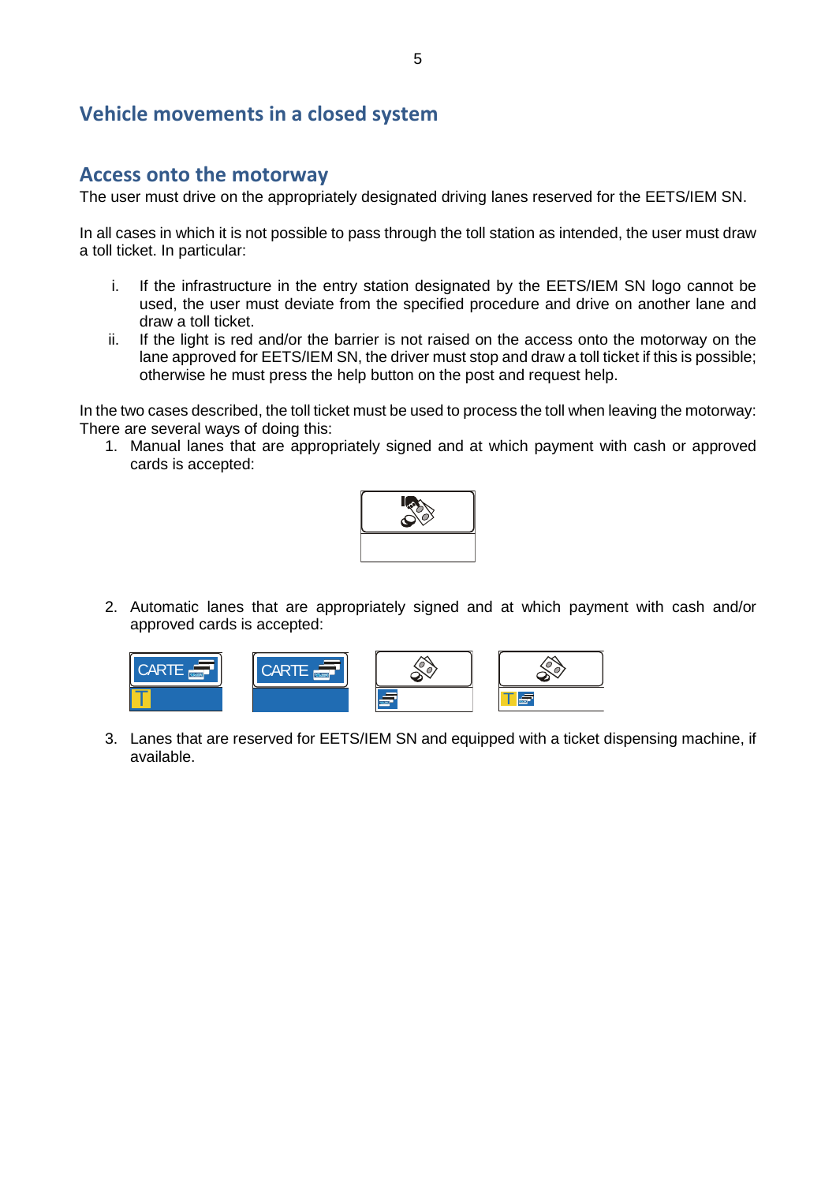## Vehicle movements in a closed system

## Access onto the motorway

The user must drive on the appropriately designated driving lanes reserved for the EETS/IEM SN.

In all cases in which it is not possible to pass through the toll station as intended, the user must draw a toll ticket. In particular:

i. If the infrastructure in the entry station designated by the EETS/IEM SN logo cannot be used, the user must deviate from the specified procedure and drive on another lane and draw a toll ticket.
ii. If the light is red and/or the barrier is not raised on the access onto the motorway on the lane approved for EETS/IEM SN, the driver must stop and draw a toll ticket if this is possible; otherwise he must press the help button on the post and request help.

In the two cases described, the toll ticket must be used to process the toll when leaving the motorway: There are several ways of doing this:

1. Manual lanes that are appropriately signed and at which payment with cash or approved cards is accepted:

2. Automatic lanes that are appropriately signed and at which payment with cash and/or approved cards is accepted:

CARTE T | CARTE

3. Lanes that are reserved for EETS/IEM SN and equipped with a ticket dispensing machine, if available.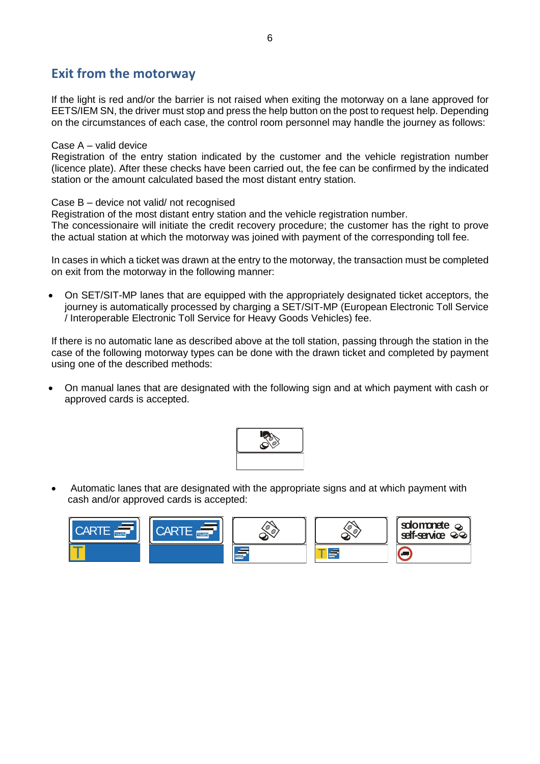## Exit from the motorway

If the light is red and/or the barrier is not raised when exiting the motorway on a lane approved for EETS/IEM SN, the driver must stop and press the help button on the post to request help. Depending on the circumstances of each case, the control room personnel may handle the journey as follows:

Case A – valid device
Registration of the entry station indicated by the customer and the vehicle registration number (licence plate). After these checks have been carried out, the fee can be confirmed by the indicated station or the amount calculated based the most distant entry station.

Case B – device not valid/ not recognised
Registration of the most distant entry station and the vehicle registration number.
The concessionaire will initiate the credit recovery procedure; the customer has the right to prove the actual station at which the motorway was joined with payment of the corresponding toll fee.

In cases in which a ticket was drawn at the entry to the motorway, the transaction must be completed on exit from the motorway in the following manner:

- On SET/SIT-MP lanes that are equipped with the appropriately designated ticket acceptors, the journey is automatically processed by charging a SET/SIT-MP (European Electronic Toll Service / Interoperable Electronic Toll Service for Heavy Goods Vehicles) fee.

If there is no automatic lane as described above at the toll station, passing through the station in the case of the following motorway types can be done with the drawn ticket and completed by payment using one of the described methods:

- On manual lanes that are designated with the following sign and at which payment with cash or approved cards is accepted.

- Automatic lanes that are designated with the appropriate signs and at which payment with cash and/or approved cards is accepted:

CARTE T | CARTE | | T | solo monete self-service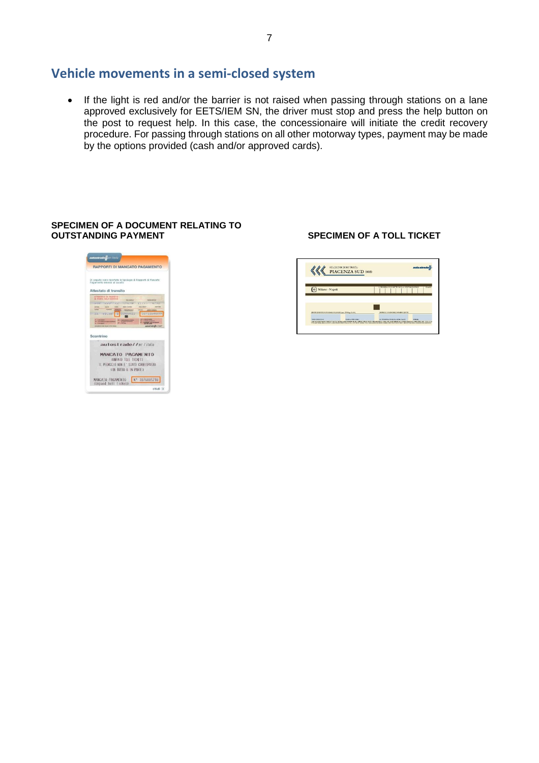## Vehicle movements in a semi-closed system

- If the light is red and/or the barrier is not raised when passing through stations on a lane approved exclusively for EETS/IEM SN, the driver must stop and press the help button on the post to request help. In this case, the concessionaire will initiate the credit recovery procedure. For passing through stations on all other motorway types, payment may be made by the options provided (cash and/or approved cards).

**SPECIMEN OF A DOCUMENT RELATING TO OUTSTANDING PAYMENT**

**SPECIMEN OF A TOLL TICKET**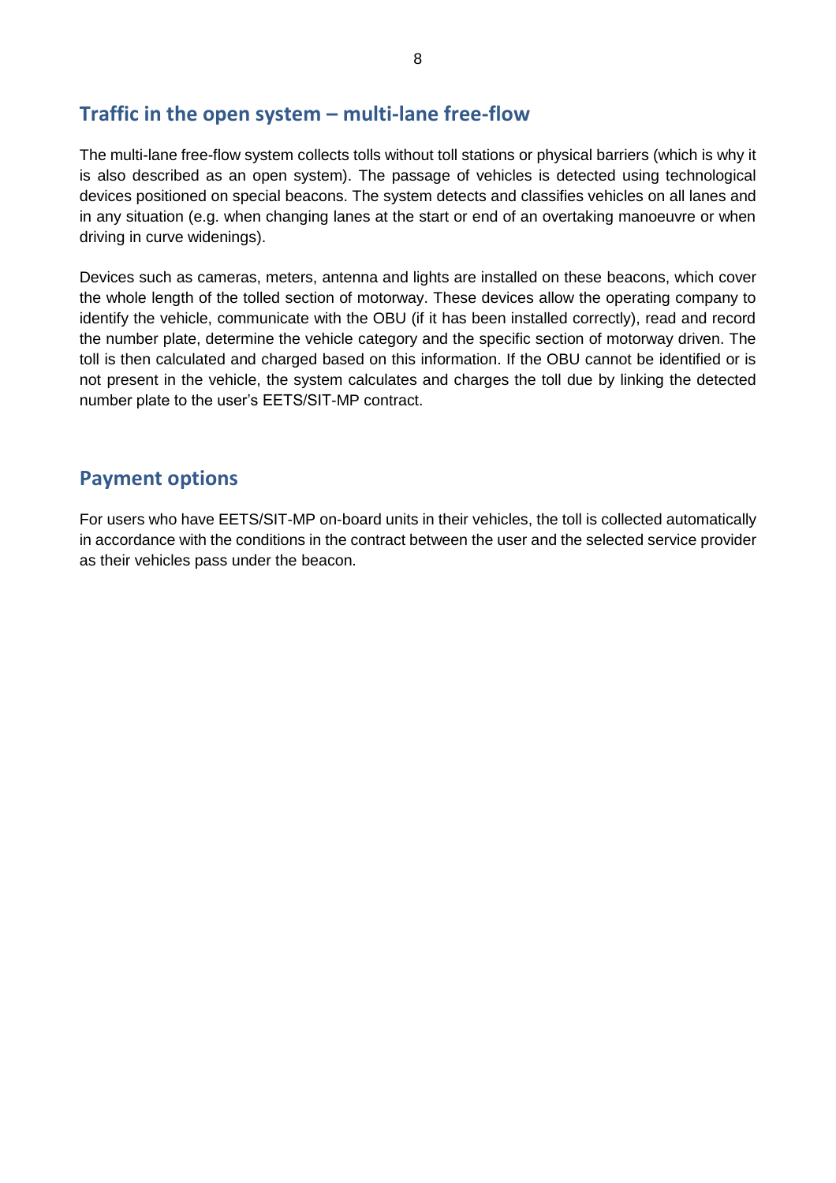## Traffic in the open system – multi-lane free-flow

The multi-lane free-flow system collects tolls without toll stations or physical barriers (which is why it is also described as an open system). The passage of vehicles is detected using technological devices positioned on special beacons. The system detects and classifies vehicles on all lanes and in any situation (e.g. when changing lanes at the start or end of an overtaking manoeuvre or when driving in curve widenings).

Devices such as cameras, meters, antenna and lights are installed on these beacons, which cover the whole length of the tolled section of motorway. These devices allow the operating company to identify the vehicle, communicate with the OBU (if it has been installed correctly), read and record the number plate, determine the vehicle category and the specific section of motorway driven. The toll is then calculated and charged based on this information. If the OBU cannot be identified or is not present in the vehicle, the system calculates and charges the toll due by linking the detected number plate to the user's EETS/SIT-MP contract.

## Payment options

For users who have EETS/SIT-MP on-board units in their vehicles, the toll is collected automatically in accordance with the conditions in the contract between the user and the selected service provider as their vehicles pass under the beacon.